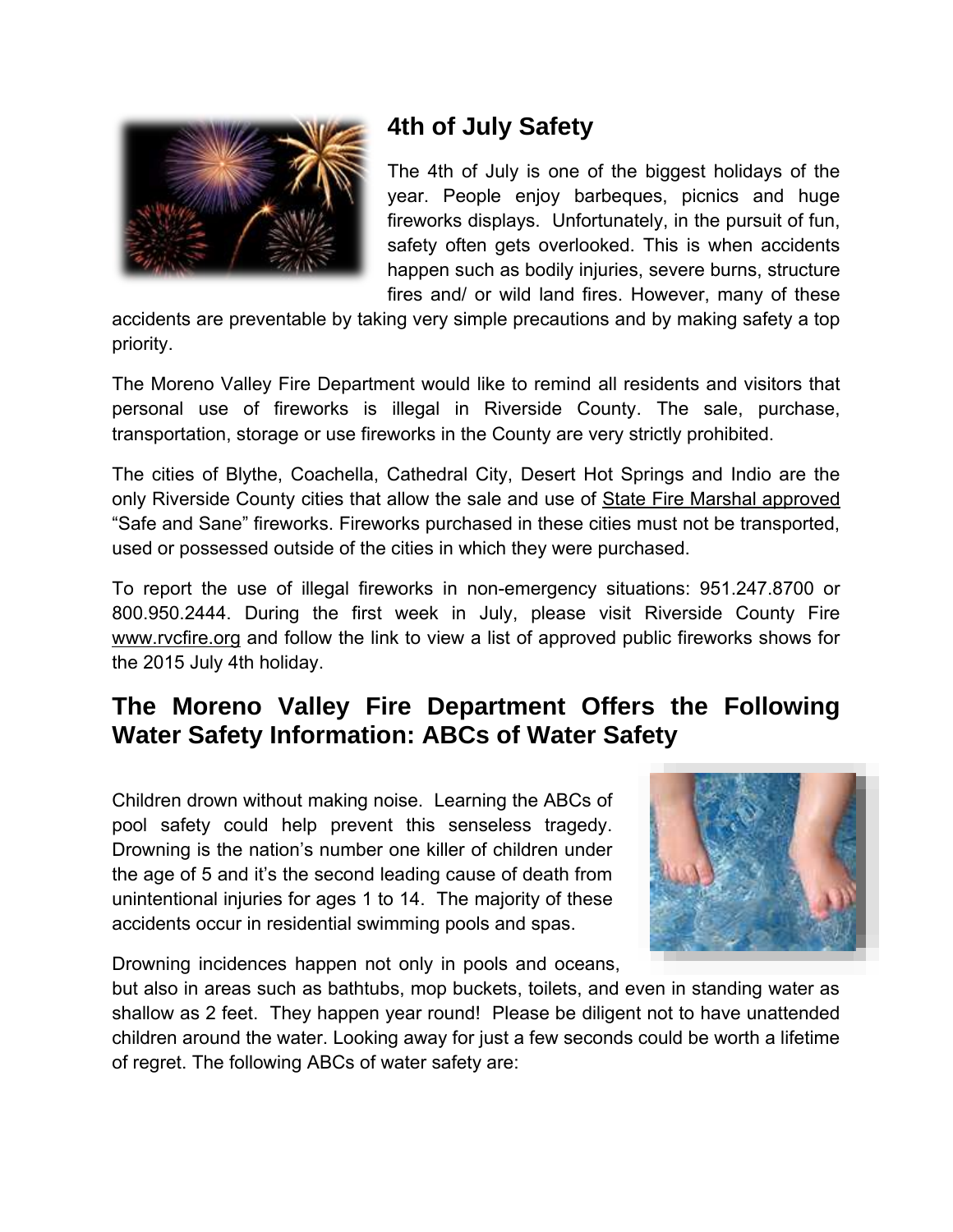## 4th of July Safety

The 4th of July is one of the biggest holidays of the year. People enjoy barbeques, picnics and huge fireworks displays. Unfortunately, in the pursuit of fun, safety often gets overlooked. This is when accidents happen such as bodily injuries, severe burns, structure fires and/ or wild land fires. However, many of these accidents are preventable by taking very simple precautions and by making safety a top priority.

The Moreno Valley Fire Department would like to remind all residents and visitors that personal use of fireworks is illegal in Riverside County. The sale, purchase, transportation, storage or use fireworks in the County are very strictly prohibited.

The cities of Blythe, Coachella, Cathedral City, Desert Hot Springs and Indio are the only Riverside County cities that allow the sale and use of State Fire Marshal approved "Safe and Sane" fireworks. Fireworks purchased in these cities must not be transported, used or possessed outside of the cities in which they were purchased.

To report the use of illegal fireworks in non-emergency situations: 951.247.8700 or 800.950.2444. During the first week in July, please visit Riverside County Fire www.rvcfire.org and follow the link to view a list of approved public fireworks shows for the 2015 July 4th holiday.

## The Moreno Valley Fire Department Offers the Following Water Safety Information: ABCs of Water Safety

Children drown without making noise. Learning the ABCs of pool safety could help prevent this senseless tragedy. Drowning is the nation's number one killer of children under the age of 5 and it's the second leading cause of death from unintentional injuries for ages 1 to 14. The majority of these accidents occur in residential swimming pools and spas.

Drowning incidences happen not only in pools and oceans, but also in areas such as bathtubs, mop buckets, toilets, and even in standing water as shallow as 2 feet. They happen year round! Please be diligent not to have unattended children around the water. Looking away for just a few seconds could be worth a lifetime of regret. The following ABCs of water safety are: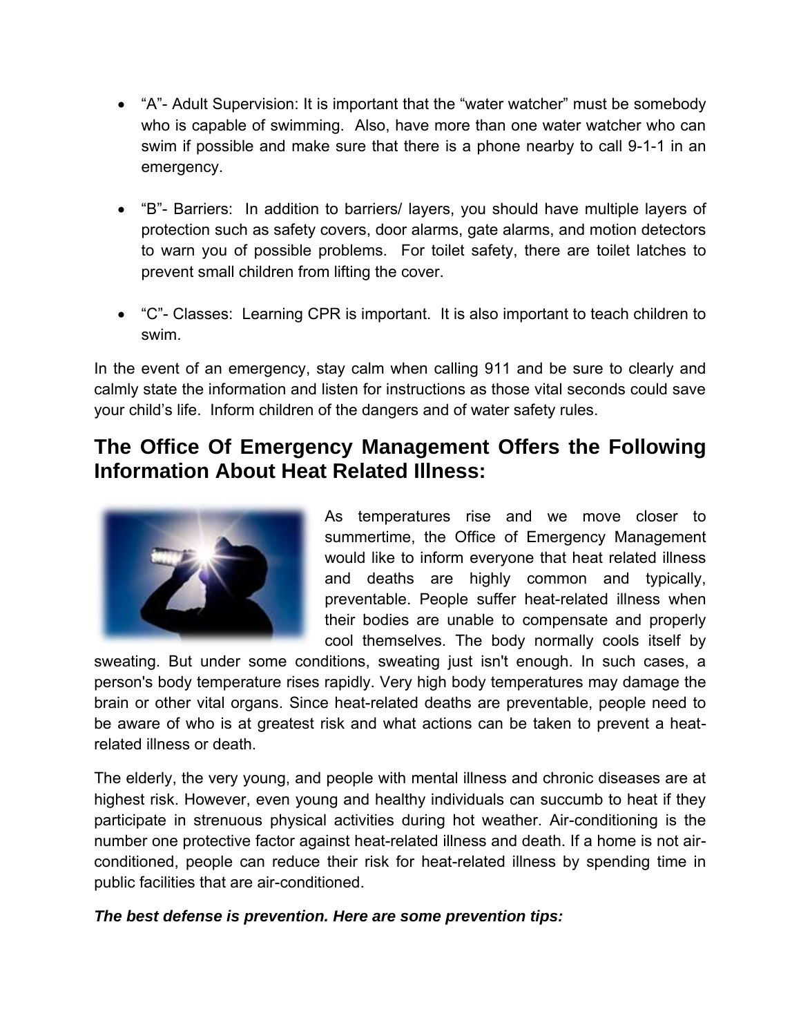- "A"- Adult Supervision: It is important that the "water watcher" must be somebody who is capable of swimming.  Also, have more than one water watcher who can swim if possible and make sure that there is a phone nearby to call 9-1-1 in an emergency.

- "B"- Barriers:  In addition to barriers/ layers, you should have multiple layers of protection such as safety covers, door alarms, gate alarms, and motion detectors to warn you of possible problems.  For toilet safety, there are toilet latches to prevent small children from lifting the cover.

- "C"- Classes:  Learning CPR is important.  It is also important to teach children to swim.

In the event of an emergency, stay calm when calling 911 and be sure to clearly and calmly state the information and listen for instructions as those vital seconds could save your child's life.  Inform children of the dangers and of water safety rules.

## The Office Of Emergency Management Offers the Following Information About Heat Related Illness:

As temperatures rise and we move closer to summertime, the Office of Emergency Management would like to inform everyone that heat related illness and deaths are highly common and typically, preventable. People suffer heat-related illness when their bodies are unable to compensate and properly cool themselves. The body normally cools itself by sweating. But under some conditions, sweating just isn't enough. In such cases, a person's body temperature rises rapidly. Very high body temperatures may damage the brain or other vital organs. Since heat-related deaths are preventable, people need to be aware of who is at greatest risk and what actions can be taken to prevent a heat-related illness or death.

The elderly, the very young, and people with mental illness and chronic diseases are at highest risk. However, even young and healthy individuals can succumb to heat if they participate in strenuous physical activities during hot weather. Air-conditioning is the number one protective factor against heat-related illness and death. If a home is not air-conditioned, people can reduce their risk for heat-related illness by spending time in public facilities that are air-conditioned.

***The best defense is prevention. Here are some prevention tips:***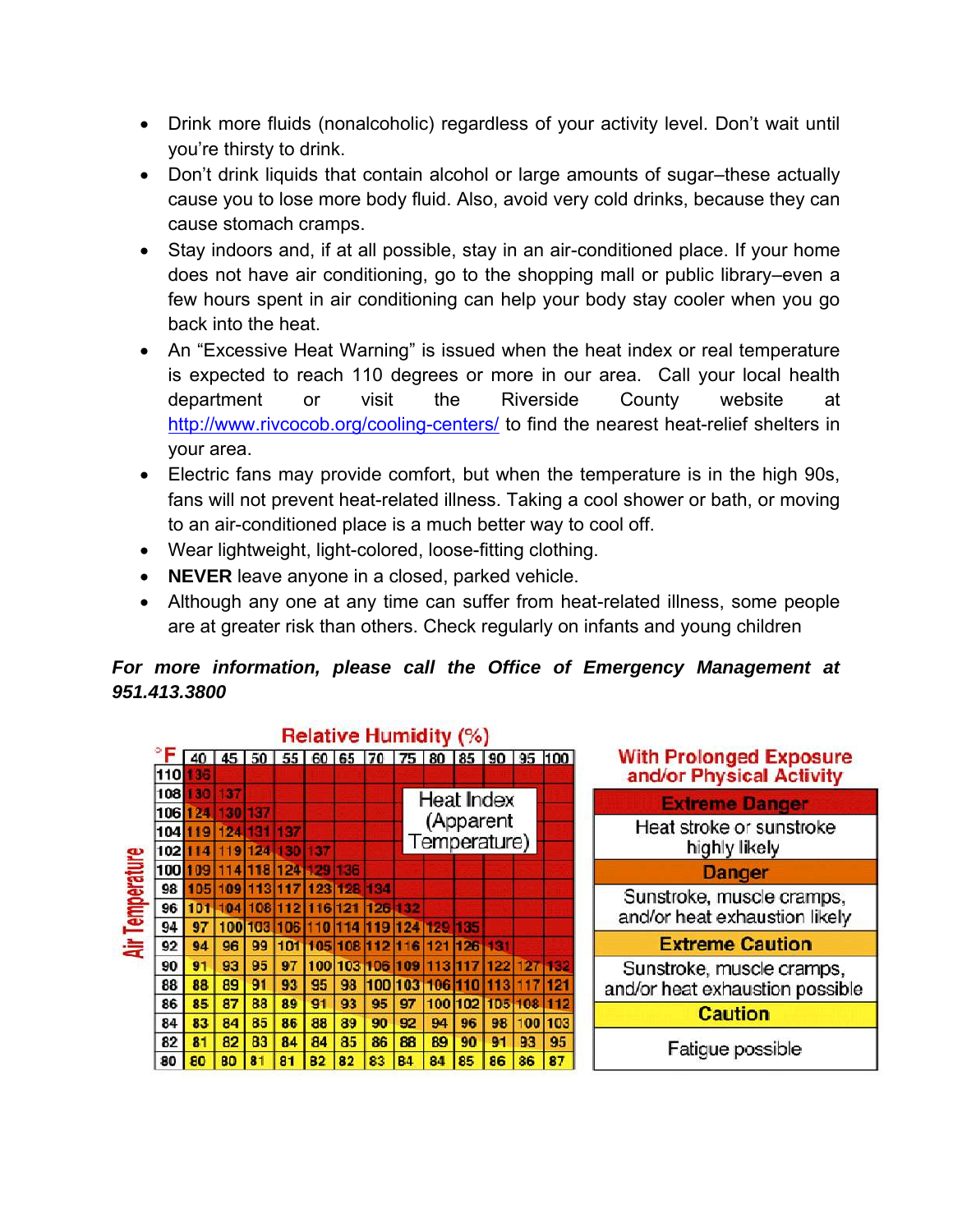- Drink more fluids (nonalcoholic) regardless of your activity level. Don't wait until you're thirsty to drink.
- Don't drink liquids that contain alcohol or large amounts of sugar–these actually cause you to lose more body fluid. Also, avoid very cold drinks, because they can cause stomach cramps.
- Stay indoors and, if at all possible, stay in an air-conditioned place. If your home does not have air conditioning, go to the shopping mall or public library–even a few hours spent in air conditioning can help your body stay cooler when you go back into the heat.
- An "Excessive Heat Warning" is issued when the heat index or real temperature is expected to reach 110 degrees or more in our area. Call your local health department or visit the Riverside County website at http://www.rivcocob.org/cooling-centers/ to find the nearest heat-relief shelters in your area.
- Electric fans may provide comfort, but when the temperature is in the high 90s, fans will not prevent heat-related illness. Taking a cool shower or bath, or moving to an air-conditioned place is a much better way to cool off.
- Wear lightweight, light-colored, loose-fitting clothing.
- **NEVER** leave anyone in a closed, parked vehicle.
- Although any one at any time can suffer from heat-related illness, some people are at greater risk than others. Check regularly on infants and young children

***For more information, please call the Office of Emergency Management at 951.413.3800***

**Heat Index (Apparent Temperature)**

Relative Humidity (%) / Air Temperature (°F)

| °F | 40 | 45 | 50 | 55 | 60 | 65 | 70 | 75 | 80 | 85 | 90 | 95 | 100 |
|---|---|---|---|---|---|---|---|---|---|---|---|---|---|
| 110 | 136 | | | | | | | | | | | | |
| 108 | 130 | 137 | | | | | | | | | | | |
| 106 | 124 | 130 | 137 | | | | | | | | | | |
| 104 | 119 | 124 | 131 | 137 | | | | | | | | | |
| 102 | 114 | 119 | 124 | 130 | 137 | | | | | | | | |
| 100 | 109 | 114 | 118 | 124 | 129 | 136 | | | | | | | |
| 98 | 105 | 109 | 113 | 117 | 123 | 128 | 134 | | | | | | |
| 96 | 101 | 104 | 108 | 112 | 116 | 121 | 126 | 132 | | | | | |
| 94 | 97 | 100 | 103 | 106 | 110 | 114 | 119 | 124 | 129 | 135 | | | |
| 92 | 94 | 96 | 99 | 101 | 105 | 108 | 112 | 116 | 121 | 126 | 131 | | |
| 90 | 91 | 93 | 95 | 97 | 100 | 103 | 106 | 109 | 113 | 117 | 122 | 127 | 132 |
| 88 | 88 | 89 | 91 | 93 | 95 | 98 | 100 | 103 | 106 | 110 | 113 | 117 | 121 |
| 86 | 85 | 87 | 88 | 89 | 91 | 93 | 95 | 97 | 100 | 102 | 105 | 108 | 112 |
| 84 | 83 | 84 | 85 | 86 | 88 | 89 | 90 | 92 | 94 | 96 | 98 | 100 | 103 |
| 82 | 81 | 82 | 83 | 84 | 84 | 85 | 86 | 88 | 89 | 90 | 91 | 93 | 95 |
| 80 | 80 | 80 | 81 | 81 | 82 | 82 | 83 | 84 | 84 | 85 | 86 | 86 | 87 |

**With Prolonged Exposure and/or Physical Activity**

| Category | Effect |
|---|---|
| **Extreme Danger** | Heat stroke or sunstroke highly likely |
| **Danger** | Sunstroke, muscle cramps, and/or heat exhaustion likely |
| **Extreme Caution** | Sunstroke, muscle cramps, and/or heat exhaustion possible |
| **Caution** | Fatigue possible |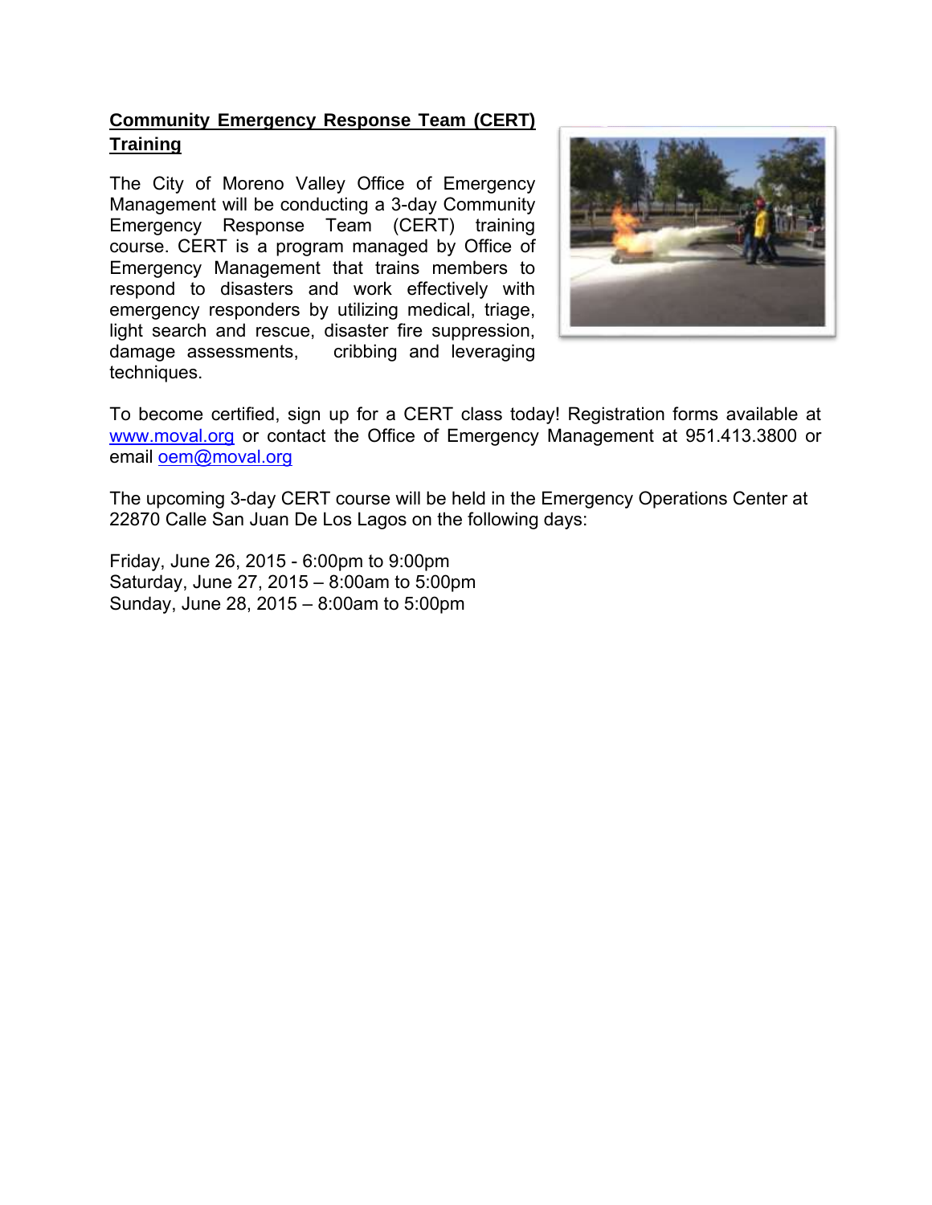**Community Emergency Response Team (CERT) Training**

The City of Moreno Valley Office of Emergency Management will be conducting a 3-day Community Emergency Response Team (CERT) training course. CERT is a program managed by Office of Emergency Management that trains members to respond to disasters and work effectively with emergency responders by utilizing medical, triage, light search and rescue, disaster fire suppression, damage assessments, cribbing and leveraging techniques.

To become certified, sign up for a CERT class today! Registration forms available at [www.moval.org](http://www.moval.org) or contact the Office of Emergency Management at 951.413.3800 or email [oem@moval.org](mailto:oem@moval.org)

The upcoming 3-day CERT course will be held in the Emergency Operations Center at 22870 Calle San Juan De Los Lagos on the following days:

Friday, June 26, 2015 - 6:00pm to 9:00pm
Saturday, June 27, 2015 – 8:00am to 5:00pm
Sunday, June 28, 2015 – 8:00am to 5:00pm